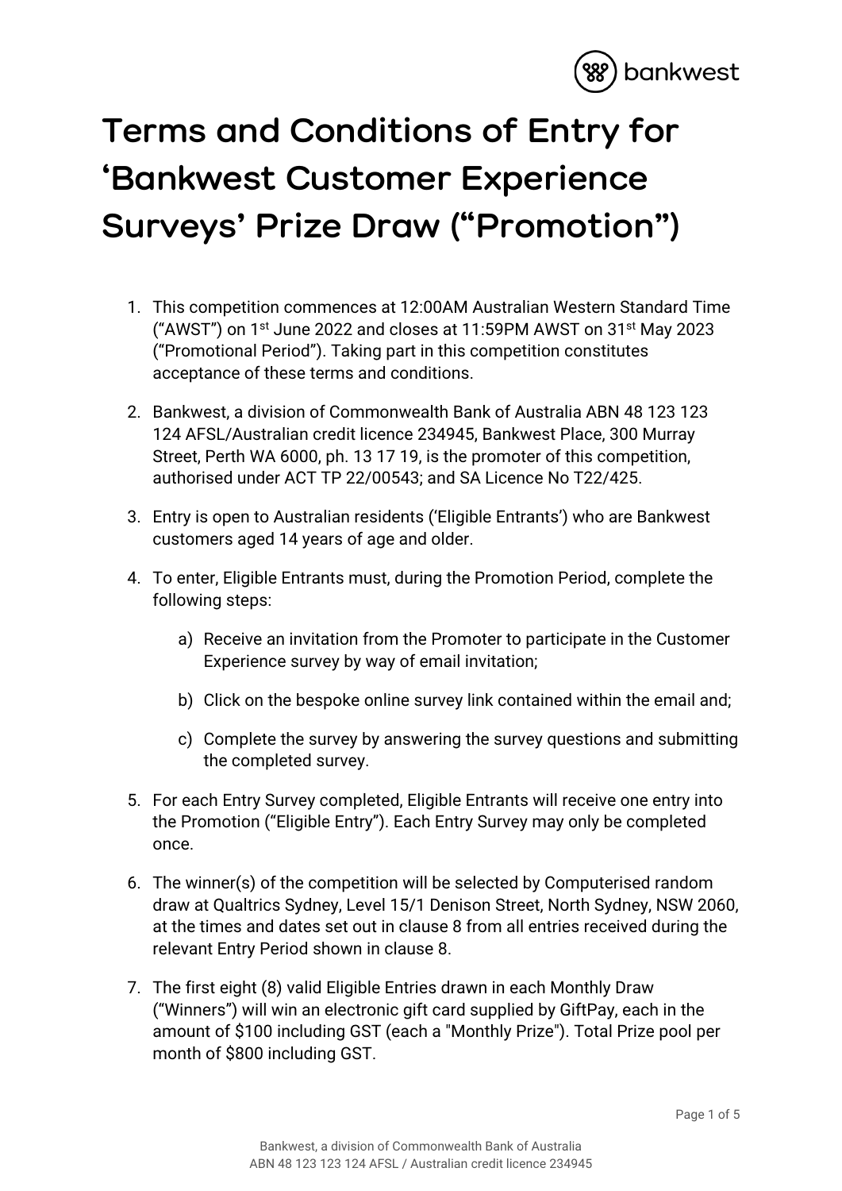# Terms and Conditions of Entry for 'Bankwest Customer Experience Surveys' Prize Draw ("Promotion")

1. This competition commences at 12:00AM Australian Western Standard Time ("AWST") on 1st June 2022 and closes at 11:59PM AWST on 31st May 2023 ("Promotional Period"). Taking part in this competition constitutes acceptance of these terms and conditions.

2. Bankwest, a division of Commonwealth Bank of Australia ABN 48 123 123 124 AFSL/Australian credit licence 234945, Bankwest Place, 300 Murray Street, Perth WA 6000, ph. 13 17 19, is the promoter of this competition, authorised under ACT TP 22/00543; and SA Licence No T22/425.

3. Entry is open to Australian residents ('Eligible Entrants') who are Bankwest customers aged 14 years of age and older.

4. To enter, Eligible Entrants must, during the Promotion Period, complete the following steps:

   a) Receive an invitation from the Promoter to participate in the Customer Experience survey by way of email invitation;

   b) Click on the bespoke online survey link contained within the email and;

   c) Complete the survey by answering the survey questions and submitting the completed survey.

5. For each Entry Survey completed, Eligible Entrants will receive one entry into the Promotion ("Eligible Entry"). Each Entry Survey may only be completed once.

6. The winner(s) of the competition will be selected by Computerised random draw at Qualtrics Sydney, Level 15/1 Denison Street, North Sydney, NSW 2060, at the times and dates set out in clause 8 from all entries received during the relevant Entry Period shown in clause 8.

7. The first eight (8) valid Eligible Entries drawn in each Monthly Draw ("Winners") will win an electronic gift card supplied by GiftPay, each in the amount of $100 including GST (each a "Monthly Prize"). Total Prize pool per month of $800 including GST.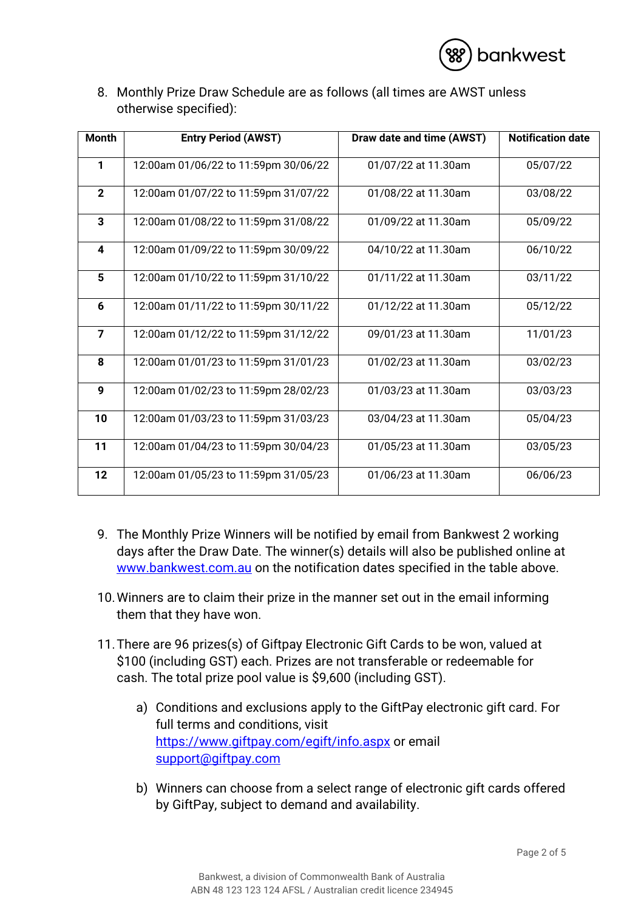8. Monthly Prize Draw Schedule are as follows (all times are AWST unless otherwise specified):

| Month | Entry Period (AWST) | Draw date and time (AWST) | Notification date |
|---|---|---|---|
| **1** | 12:00am 01/06/22 to 11:59pm 30/06/22 | 01/07/22 at 11.30am | 05/07/22 |
| **2** | 12:00am 01/07/22 to 11:59pm 31/07/22 | 01/08/22 at 11.30am | 03/08/22 |
| **3** | 12:00am 01/08/22 to 11:59pm 31/08/22 | 01/09/22 at 11.30am | 05/09/22 |
| **4** | 12:00am 01/09/22 to 11:59pm 30/09/22 | 04/10/22 at 11.30am | 06/10/22 |
| **5** | 12:00am 01/10/22 to 11:59pm 31/10/22 | 01/11/22 at 11.30am | 03/11/22 |
| **6** | 12:00am 01/11/22 to 11:59pm 30/11/22 | 01/12/22 at 11.30am | 05/12/22 |
| **7** | 12:00am 01/12/22 to 11:59pm 31/12/22 | 09/01/23 at 11.30am | 11/01/23 |
| **8** | 12:00am 01/01/23 to 11:59pm 31/01/23 | 01/02/23 at 11.30am | 03/02/23 |
| **9** | 12:00am 01/02/23 to 11:59pm 28/02/23 | 01/03/23 at 11.30am | 03/03/23 |
| **10** | 12:00am 01/03/23 to 11:59pm 31/03/23 | 03/04/23 at 11.30am | 05/04/23 |
| **11** | 12:00am 01/04/23 to 11:59pm 30/04/23 | 01/05/23 at 11.30am | 03/05/23 |
| **12** | 12:00am 01/05/23 to 11:59pm 31/05/23 | 01/06/23 at 11.30am | 06/06/23 |

9. The Monthly Prize Winners will be notified by email from Bankwest 2 working days after the Draw Date. The winner(s) details will also be published online at www.bankwest.com.au on the notification dates specified in the table above.

10. Winners are to claim their prize in the manner set out in the email informing them that they have won.

11. There are 96 prizes(s) of Giftpay Electronic Gift Cards to be won, valued at $100 (including GST) each. Prizes are not transferable or redeemable for cash. The total prize pool value is $9,600 (including GST).

    a) Conditions and exclusions apply to the GiftPay electronic gift card. For full terms and conditions, visit https://www.giftpay.com/egift/info.aspx or email support@giftpay.com

    b) Winners can choose from a select range of electronic gift cards offered by GiftPay, subject to demand and availability.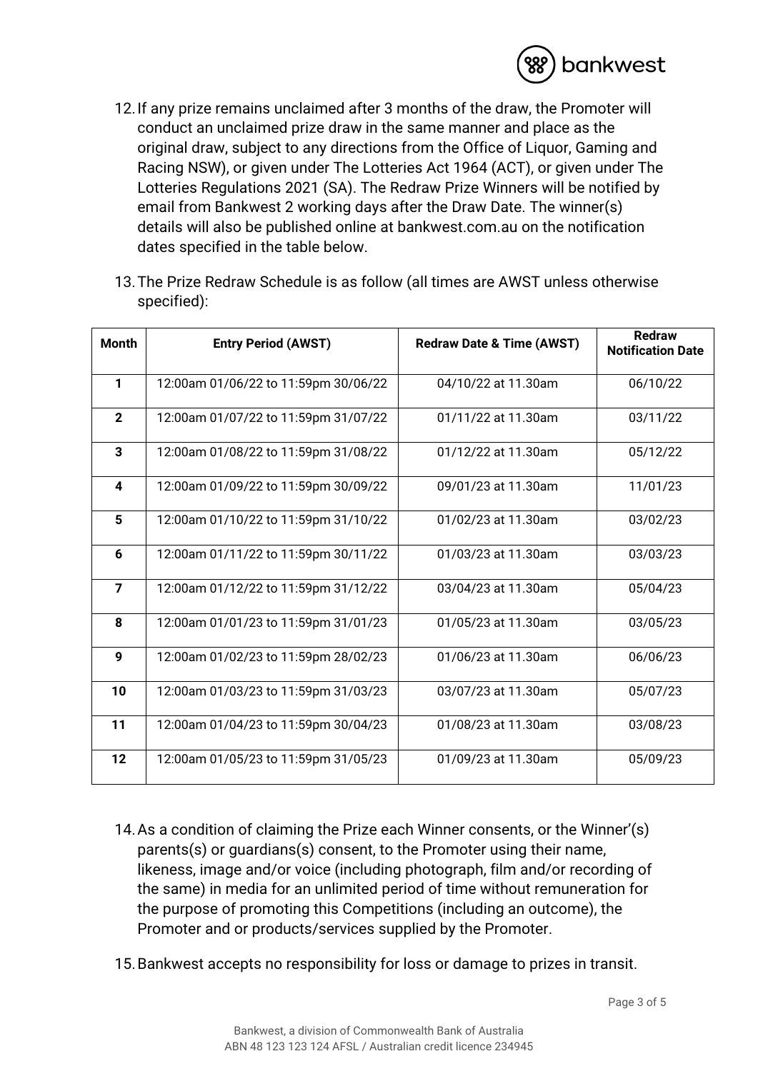12. If any prize remains unclaimed after 3 months of the draw, the Promoter will conduct an unclaimed prize draw in the same manner and place as the original draw, subject to any directions from the Office of Liquor, Gaming and Racing NSW), or given under The Lotteries Act 1964 (ACT), or given under The Lotteries Regulations 2021 (SA). The Redraw Prize Winners will be notified by email from Bankwest 2 working days after the Draw Date. The winner(s) details will also be published online at bankwest.com.au on the notification dates specified in the table below.

13. The Prize Redraw Schedule is as follow (all times are AWST unless otherwise specified):

| Month | Entry Period (AWST) | Redraw Date & Time (AWST) | Redraw Notification Date |
|---|---|---|---|
| 1 | 12:00am 01/06/22 to 11:59pm 30/06/22 | 04/10/22 at 11.30am | 06/10/22 |
| 2 | 12:00am 01/07/22 to 11:59pm 31/07/22 | 01/11/22 at 11.30am | 03/11/22 |
| 3 | 12:00am 01/08/22 to 11:59pm 31/08/22 | 01/12/22 at 11.30am | 05/12/22 |
| 4 | 12:00am 01/09/22 to 11:59pm 30/09/22 | 09/01/23 at 11.30am | 11/01/23 |
| 5 | 12:00am 01/10/22 to 11:59pm 31/10/22 | 01/02/23 at 11.30am | 03/02/23 |
| 6 | 12:00am 01/11/22 to 11:59pm 30/11/22 | 01/03/23 at 11.30am | 03/03/23 |
| 7 | 12:00am 01/12/22 to 11:59pm 31/12/22 | 03/04/23 at 11.30am | 05/04/23 |
| 8 | 12:00am 01/01/23 to 11:59pm 31/01/23 | 01/05/23 at 11.30am | 03/05/23 |
| 9 | 12:00am 01/02/23 to 11:59pm 28/02/23 | 01/06/23 at 11.30am | 06/06/23 |
| 10 | 12:00am 01/03/23 to 11:59pm 31/03/23 | 03/07/23 at 11.30am | 05/07/23 |
| 11 | 12:00am 01/04/23 to 11:59pm 30/04/23 | 01/08/23 at 11.30am | 03/08/23 |
| 12 | 12:00am 01/05/23 to 11:59pm 31/05/23 | 01/09/23 at 11.30am | 05/09/23 |

14. As a condition of claiming the Prize each Winner consents, or the Winner'(s) parents(s) or guardians(s) consent, to the Promoter using their name, likeness, image and/or voice (including photograph, film and/or recording of the same) in media for an unlimited period of time without remuneration for the purpose of promoting this Competitions (including an outcome), the Promoter and or products/services supplied by the Promoter.

15. Bankwest accepts no responsibility for loss or damage to prizes in transit.

Bankwest, a division of Commonwealth Bank of Australia
ABN 48 123 123 124 AFSL / Australian credit licence 234945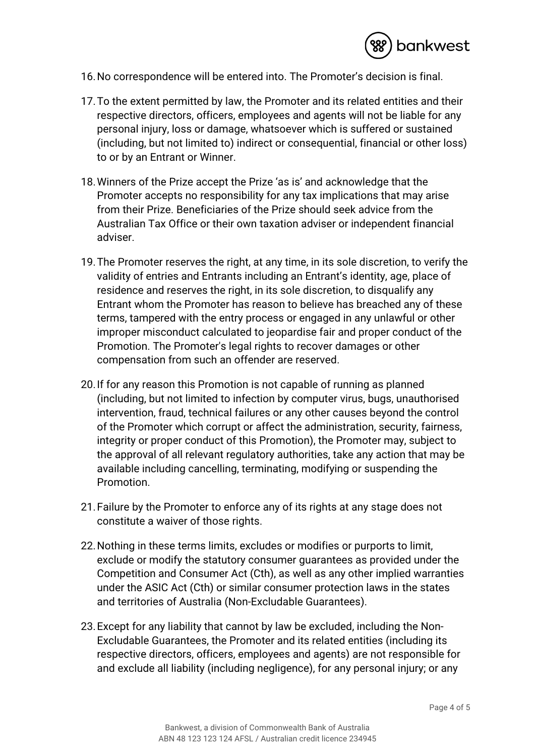16. No correspondence will be entered into. The Promoter's decision is final.

17. To the extent permitted by law, the Promoter and its related entities and their respective directors, officers, employees and agents will not be liable for any personal injury, loss or damage, whatsoever which is suffered or sustained (including, but not limited to) indirect or consequential, financial or other loss) to or by an Entrant or Winner.

18. Winners of the Prize accept the Prize 'as is' and acknowledge that the Promoter accepts no responsibility for any tax implications that may arise from their Prize. Beneficiaries of the Prize should seek advice from the Australian Tax Office or their own taxation adviser or independent financial adviser.

19. The Promoter reserves the right, at any time, in its sole discretion, to verify the validity of entries and Entrants including an Entrant's identity, age, place of residence and reserves the right, in its sole discretion, to disqualify any Entrant whom the Promoter has reason to believe has breached any of these terms, tampered with the entry process or engaged in any unlawful or other improper misconduct calculated to jeopardise fair and proper conduct of the Promotion. The Promoter's legal rights to recover damages or other compensation from such an offender are reserved.

20. If for any reason this Promotion is not capable of running as planned (including, but not limited to infection by computer virus, bugs, unauthorised intervention, fraud, technical failures or any other causes beyond the control of the Promoter which corrupt or affect the administration, security, fairness, integrity or proper conduct of this Promotion), the Promoter may, subject to the approval of all relevant regulatory authorities, take any action that may be available including cancelling, terminating, modifying or suspending the Promotion.

21. Failure by the Promoter to enforce any of its rights at any stage does not constitute a waiver of those rights.

22. Nothing in these terms limits, excludes or modifies or purports to limit, exclude or modify the statutory consumer guarantees as provided under the Competition and Consumer Act (Cth), as well as any other implied warranties under the ASIC Act (Cth) or similar consumer protection laws in the states and territories of Australia (Non-Excludable Guarantees).

23. Except for any liability that cannot by law be excluded, including the Non-Excludable Guarantees, the Promoter and its related entities (including its respective directors, officers, employees and agents) are not responsible for and exclude all liability (including negligence), for any personal injury; or any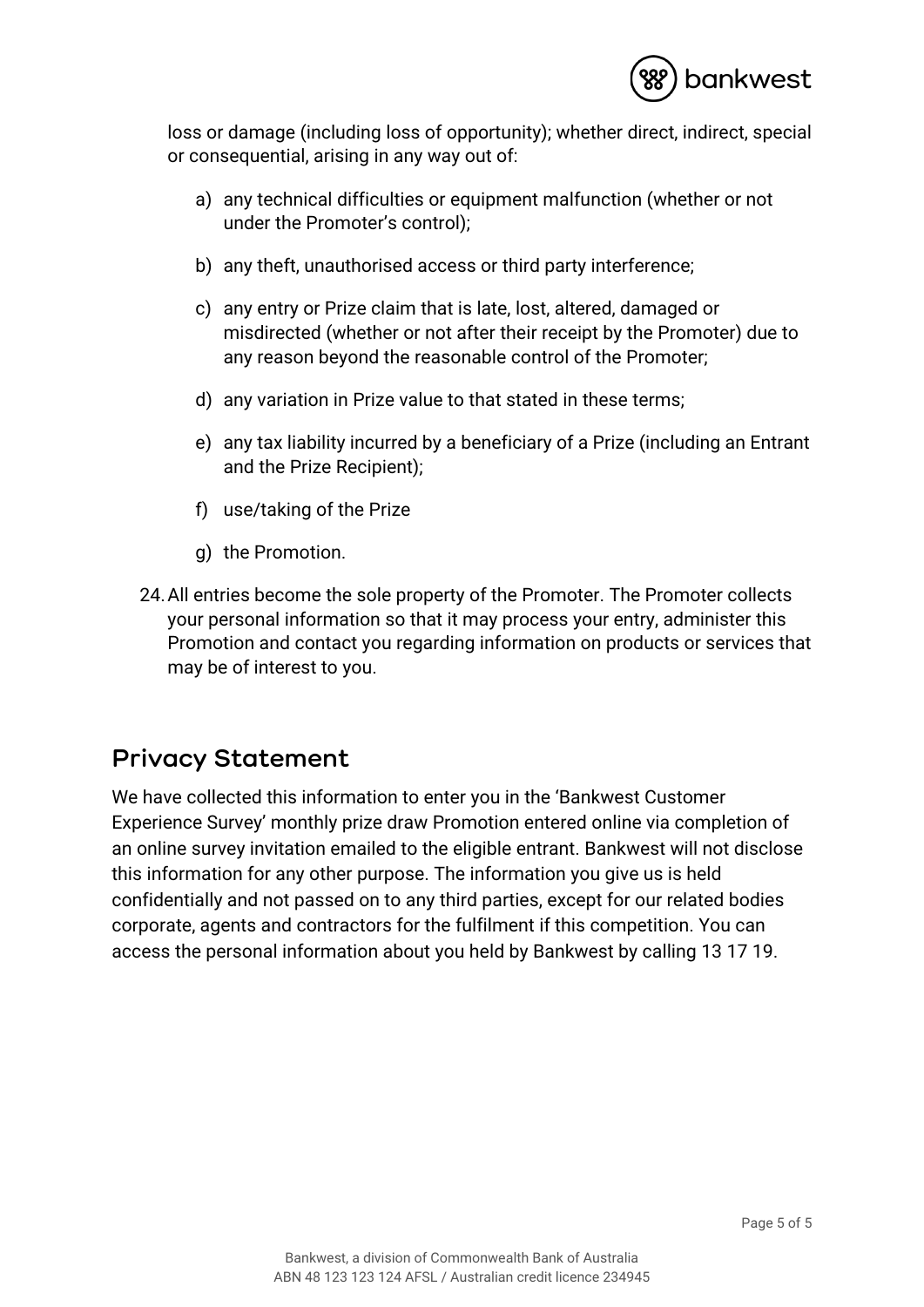loss or damage (including loss of opportunity); whether direct, indirect, special or consequential, arising in any way out of:

a) any technical difficulties or equipment malfunction (whether or not under the Promoter's control);

b) any theft, unauthorised access or third party interference;

c) any entry or Prize claim that is late, lost, altered, damaged or misdirected (whether or not after their receipt by the Promoter) due to any reason beyond the reasonable control of the Promoter;

d) any variation in Prize value to that stated in these terms;

e) any tax liability incurred by a beneficiary of a Prize (including an Entrant and the Prize Recipient);

f) use/taking of the Prize

g) the Promotion.

24. All entries become the sole property of the Promoter. The Promoter collects your personal information so that it may process your entry, administer this Promotion and contact you regarding information on products or services that may be of interest to you.

## Privacy Statement

We have collected this information to enter you in the 'Bankwest Customer Experience Survey' monthly prize draw Promotion entered online via completion of an online survey invitation emailed to the eligible entrant. Bankwest will not disclose this information for any other purpose. The information you give us is held confidentially and not passed on to any third parties, except for our related bodies corporate, agents and contractors for the fulfilment if this competition. You can access the personal information about you held by Bankwest by calling 13 17 19.

Bankwest, a division of Commonwealth Bank of Australia
ABN 48 123 123 124 AFSL / Australian credit licence 234945